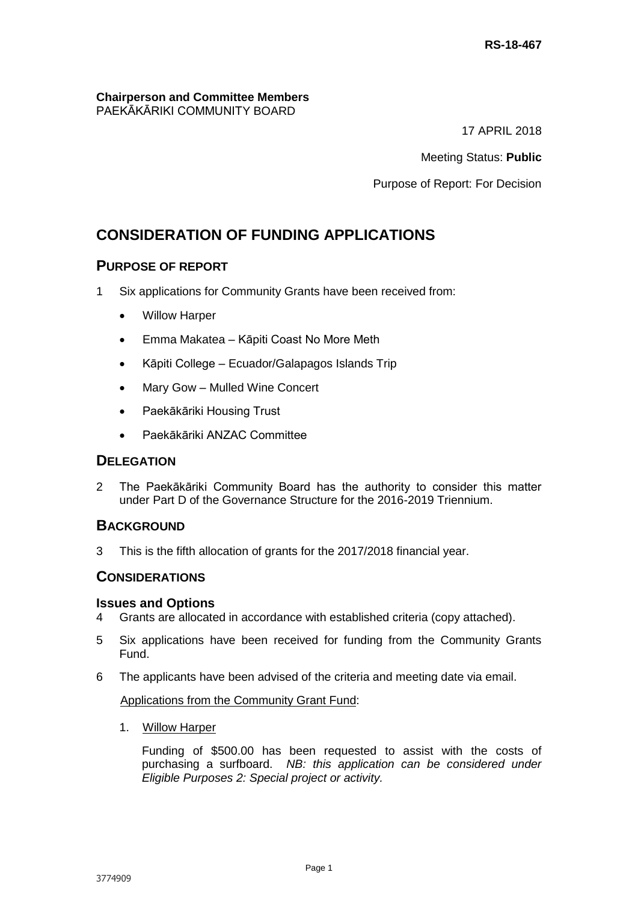**RS-18-467**

**Chairperson and Committee Members**
PAEKĀKĀRIKI COMMUNITY BOARD

17 APRIL 2018

Meeting Status: **Public**

Purpose of Report: For Decision

# CONSIDERATION OF FUNDING APPLICATIONS

## PURPOSE OF REPORT

1 Six applications for Community Grants have been received from:

- Willow Harper
- Emma Makatea – Kāpiti Coast No More Meth
- Kāpiti College – Ecuador/Galapagos Islands Trip
- Mary Gow – Mulled Wine Concert
- Paekākāriki Housing Trust
- Paekākāriki ANZAC Committee

## DELEGATION

2 The Paekākāriki Community Board has the authority to consider this matter under Part D of the Governance Structure for the 2016-2019 Triennium.

## BACKGROUND

3 This is the fifth allocation of grants for the 2017/2018 financial year.

## CONSIDERATIONS

### Issues and Options

4 Grants are allocated in accordance with established criteria (copy attached).

5 Six applications have been received for funding from the Community Grants Fund.

6 The applicants have been advised of the criteria and meeting date via email.

Applications from the Community Grant Fund:

1. Willow Harper

   Funding of $500.00 has been requested to assist with the costs of purchasing a surfboard. *NB: this application can be considered under Eligible Purposes 2: Special project or activity.*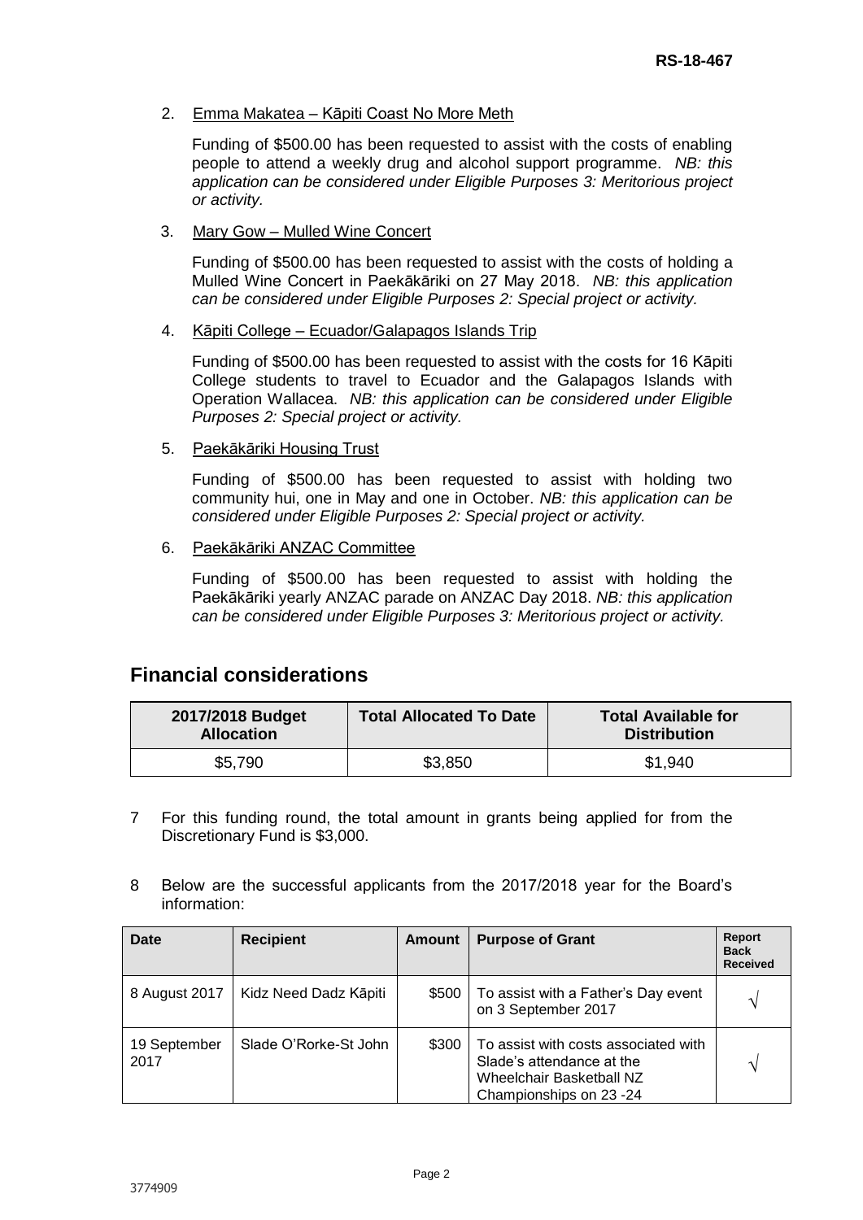2. Emma Makatea – Kāpiti Coast No More Meth

   Funding of $500.00 has been requested to assist with the costs of enabling people to attend a weekly drug and alcohol support programme. *NB: this application can be considered under Eligible Purposes 3: Meritorious project or activity.*

3. Mary Gow – Mulled Wine Concert

   Funding of $500.00 has been requested to assist with the costs of holding a Mulled Wine Concert in Paekākāriki on 27 May 2018. *NB: this application can be considered under Eligible Purposes 2: Special project or activity.*

4. Kāpiti College – Ecuador/Galapagos Islands Trip

   Funding of $500.00 has been requested to assist with the costs for 16 Kāpiti College students to travel to Ecuador and the Galapagos Islands with Operation Wallacea. *NB: this application can be considered under Eligible Purposes 2: Special project or activity.*

5. Paekākāriki Housing Trust

   Funding of $500.00 has been requested to assist with holding two community hui, one in May and one in October. *NB: this application can be considered under Eligible Purposes 2: Special project or activity.*

6. Paekākāriki ANZAC Committee

   Funding of $500.00 has been requested to assist with holding the Paekākāriki yearly ANZAC parade on ANZAC Day 2018. *NB: this application can be considered under Eligible Purposes 3: Meritorious project or activity.*

## Financial considerations

| 2017/2018 Budget Allocation | Total Allocated To Date | Total Available for Distribution |
|---|---|---|
| $5,790 | $3,850 | $1,940 |

7 For this funding round, the total amount in grants being applied for from the Discretionary Fund is $3,000.

8 Below are the successful applicants from the 2017/2018 year for the Board's information:

| Date | Recipient | Amount | Purpose of Grant | Report Back Received |
|---|---|---|---|---|
| 8 August 2017 | Kidz Need Dadz Kāpiti | $500 | To assist with a Father's Day event on 3 September 2017 | √ |
| 19 September 2017 | Slade O'Rorke-St John | $300 | To assist with costs associated with Slade's attendance at the Wheelchair Basketball NZ Championships on 23 -24 | √ |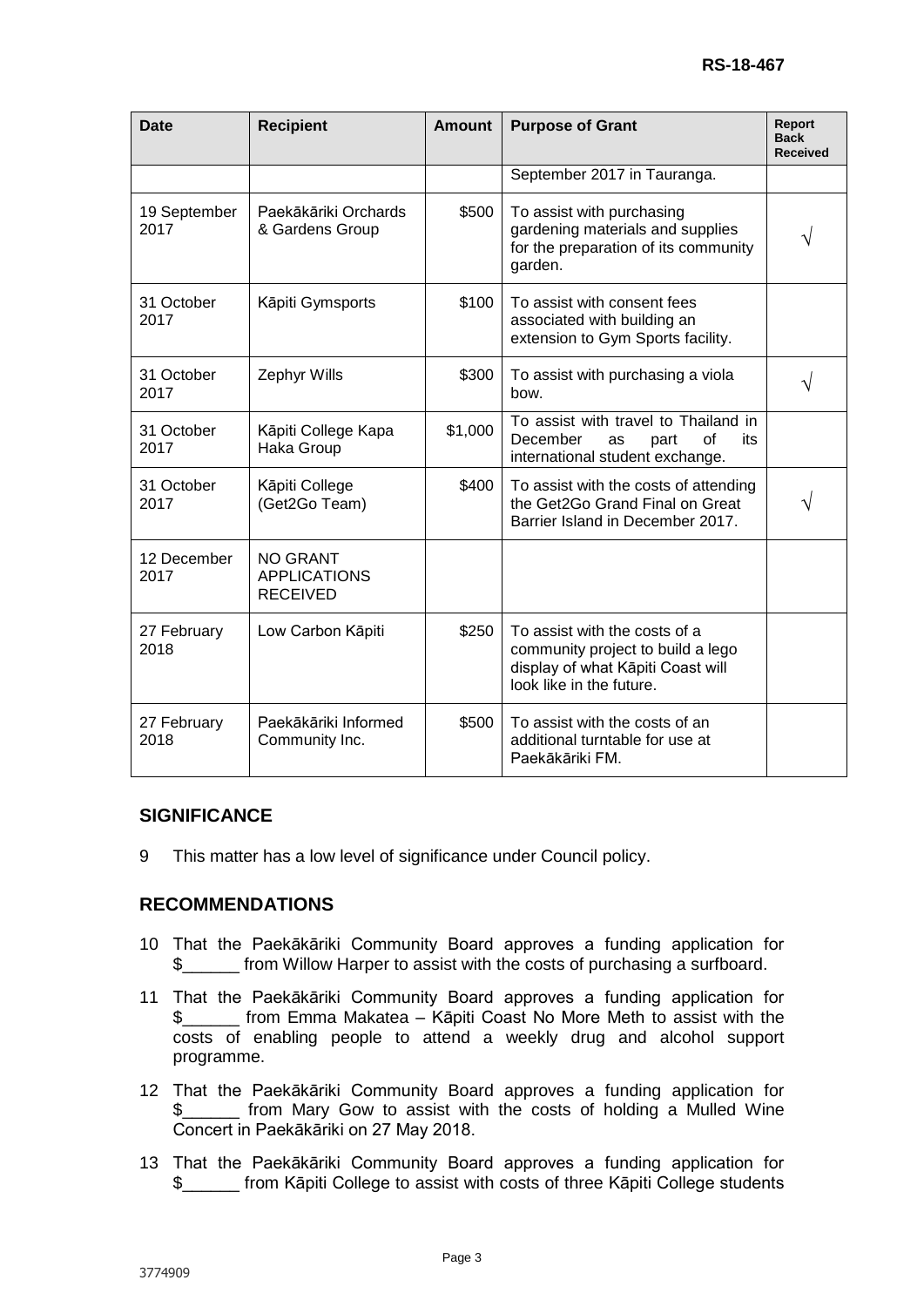| Date | Recipient | Amount | Purpose of Grant | Report Back Received |
|---|---|---|---|---|
| | | | September 2017 in Tauranga. | |
| 19 September 2017 | Paekākāriki Orchards & Gardens Group | $500 | To assist with purchasing gardening materials and supplies for the preparation of its community garden. | √ |
| 31 October 2017 | Kāpiti Gymsports | $100 | To assist with consent fees associated with building an extension to Gym Sports facility. | |
| 31 October 2017 | Zephyr Wills | $300 | To assist with purchasing a viola bow. | √ |
| 31 October 2017 | Kāpiti College Kapa Haka Group | $1,000 | To assist with travel to Thailand in December as part of its international student exchange. | |
| 31 October 2017 | Kāpiti College (Get2Go Team) | $400 | To assist with the costs of attending the Get2Go Grand Final on Great Barrier Island in December 2017. | √ |
| 12 December 2017 | NO GRANT APPLICATIONS RECEIVED | | | |
| 27 February 2018 | Low Carbon Kāpiti | $250 | To assist with the costs of a community project to build a lego display of what Kāpiti Coast will look like in the future. | |
| 27 February 2018 | Paekākāriki Informed Community Inc. | $500 | To assist with the costs of an additional turntable for use at Paekākāriki FM. | |

## SIGNIFICANCE

9 This matter has a low level of significance under Council policy.

## RECOMMENDATIONS

10 That the Paekākāriki Community Board approves a funding application for $______ from Willow Harper to assist with the costs of purchasing a surfboard.

11 That the Paekākāriki Community Board approves a funding application for $______ from Emma Makatea – Kāpiti Coast No More Meth to assist with the costs of enabling people to attend a weekly drug and alcohol support programme.

12 That the Paekākāriki Community Board approves a funding application for $______ from Mary Gow to assist with the costs of holding a Mulled Wine Concert in Paekākāriki on 27 May 2018.

13 That the Paekākāriki Community Board approves a funding application for $______ from Kāpiti College to assist with costs of three Kāpiti College students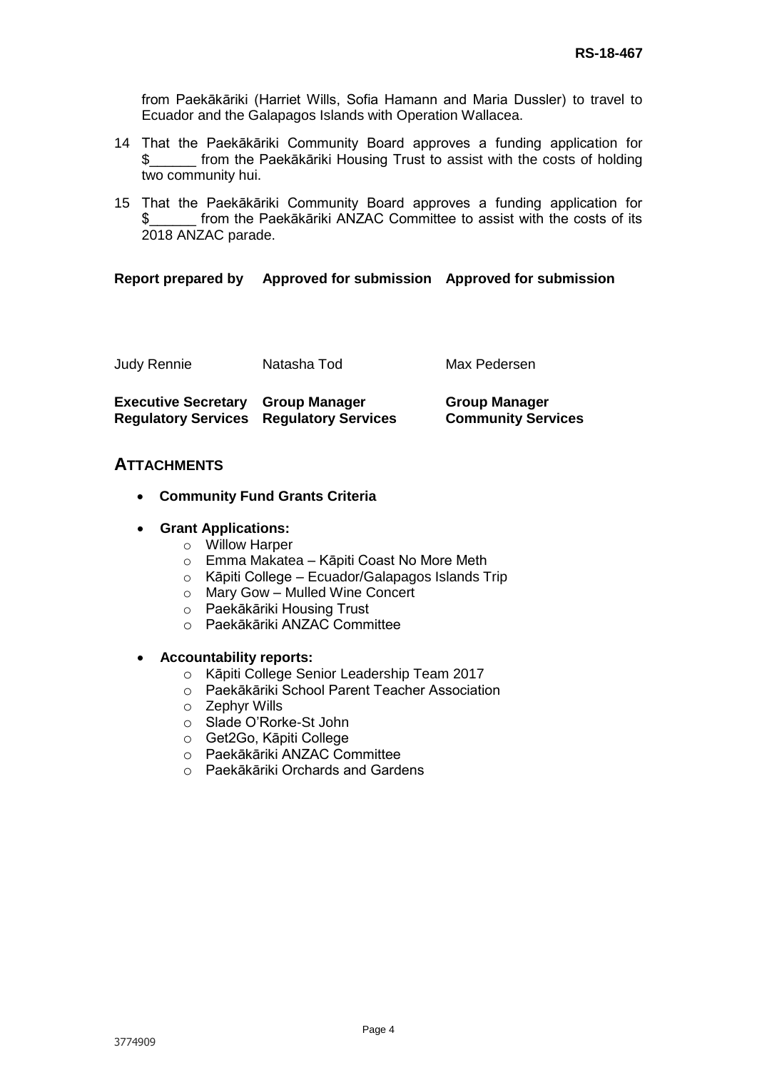from Paekākāriki (Harriet Wills, Sofia Hamann and Maria Dussler) to travel to Ecuador and the Galapagos Islands with Operation Wallacea.

14 That the Paekākāriki Community Board approves a funding application for $______ from the Paekākāriki Housing Trust to assist with the costs of holding two community hui.

15 That the Paekākāriki Community Board approves a funding application for $______ from the Paekākāriki ANZAC Committee to assist with the costs of its 2018 ANZAC parade.

| **Report prepared by** | **Approved for submission** | **Approved for submission** |
|---|---|---|
| Judy Rennie | Natasha Tod | Max Pedersen |
| **Executive Secretary Regulatory Services** | **Group Manager Regulatory Services** | **Group Manager Community Services** |

## ATTACHMENTS

- **Community Fund Grants Criteria**
- **Grant Applications:**
  - Willow Harper
  - Emma Makatea – Kāpiti Coast No More Meth
  - Kāpiti College – Ecuador/Galapagos Islands Trip
  - Mary Gow – Mulled Wine Concert
  - Paekākāriki Housing Trust
  - Paekākāriki ANZAC Committee
- **Accountability reports:**
  - Kāpiti College Senior Leadership Team 2017
  - Paekākāriki School Parent Teacher Association
  - Zephyr Wills
  - Slade O'Rorke-St John
  - Get2Go, Kāpiti College
  - Paekākāriki ANZAC Committee
  - Paekākāriki Orchards and Gardens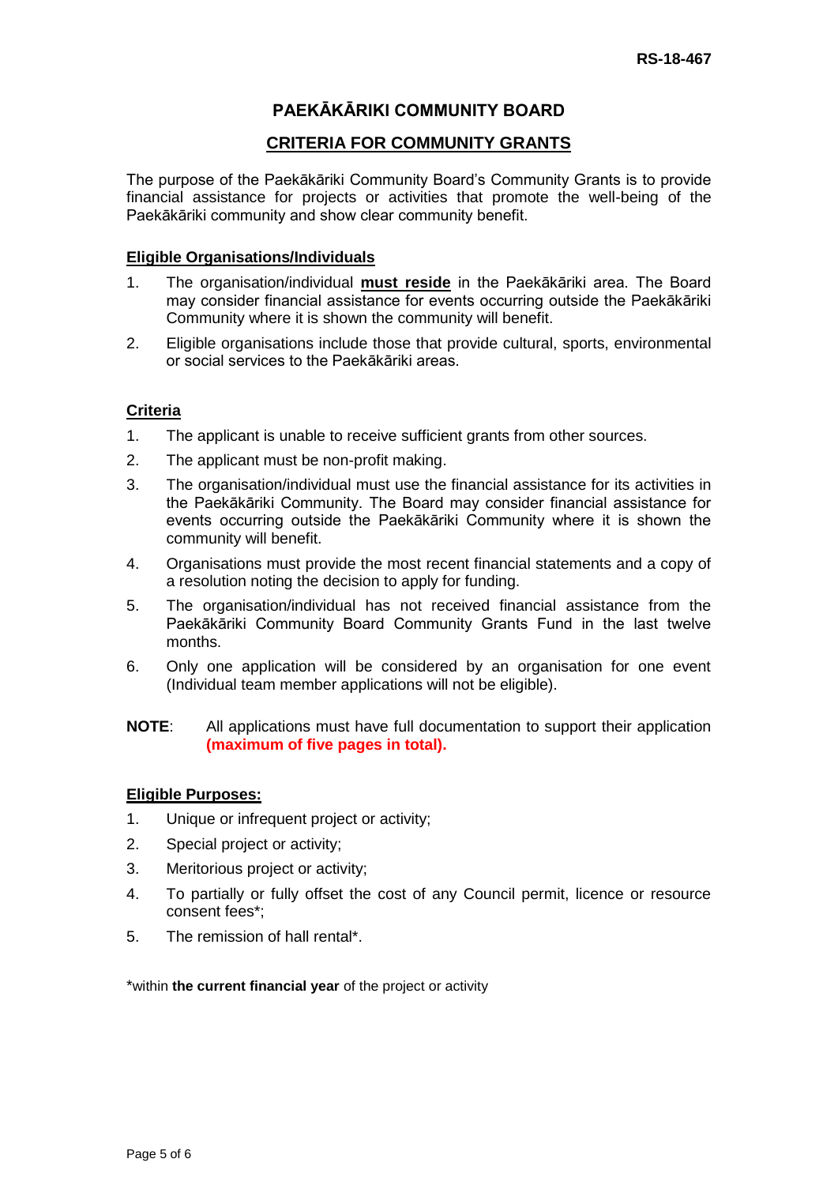RS-18-467

# PAEKĀKĀRIKI COMMUNITY BOARD

## CRITERIA FOR COMMUNITY GRANTS

The purpose of the Paekākāriki Community Board's Community Grants is to provide financial assistance for projects or activities that promote the well-being of the Paekākāriki community and show clear community benefit.

### Eligible Organisations/Individuals

1. The organisation/individual **must reside** in the Paekākāriki area. The Board may consider financial assistance for events occurring outside the Paekākāriki Community where it is shown the community will benefit.
2. Eligible organisations include those that provide cultural, sports, environmental or social services to the Paekākāriki areas.

### Criteria

1. The applicant is unable to receive sufficient grants from other sources.
2. The applicant must be non-profit making.
3. The organisation/individual must use the financial assistance for its activities in the Paekākāriki Community. The Board may consider financial assistance for events occurring outside the Paekākāriki Community where it is shown the community will benefit.
4. Organisations must provide the most recent financial statements and a copy of a resolution noting the decision to apply for funding.
5. The organisation/individual has not received financial assistance from the Paekākāriki Community Board Community Grants Fund in the last twelve months.
6. Only one application will be considered by an organisation for one event (Individual team member applications will not be eligible).

**NOTE**: All applications must have full documentation to support their application **(maximum of five pages in total).**

### Eligible Purposes:

1. Unique or infrequent project or activity;
2. Special project or activity;
3. Meritorious project or activity;
4. To partially or fully offset the cost of any Council permit, licence or resource consent fees*;
5. The remission of hall rental*.

*within **the current financial year** of the project or activity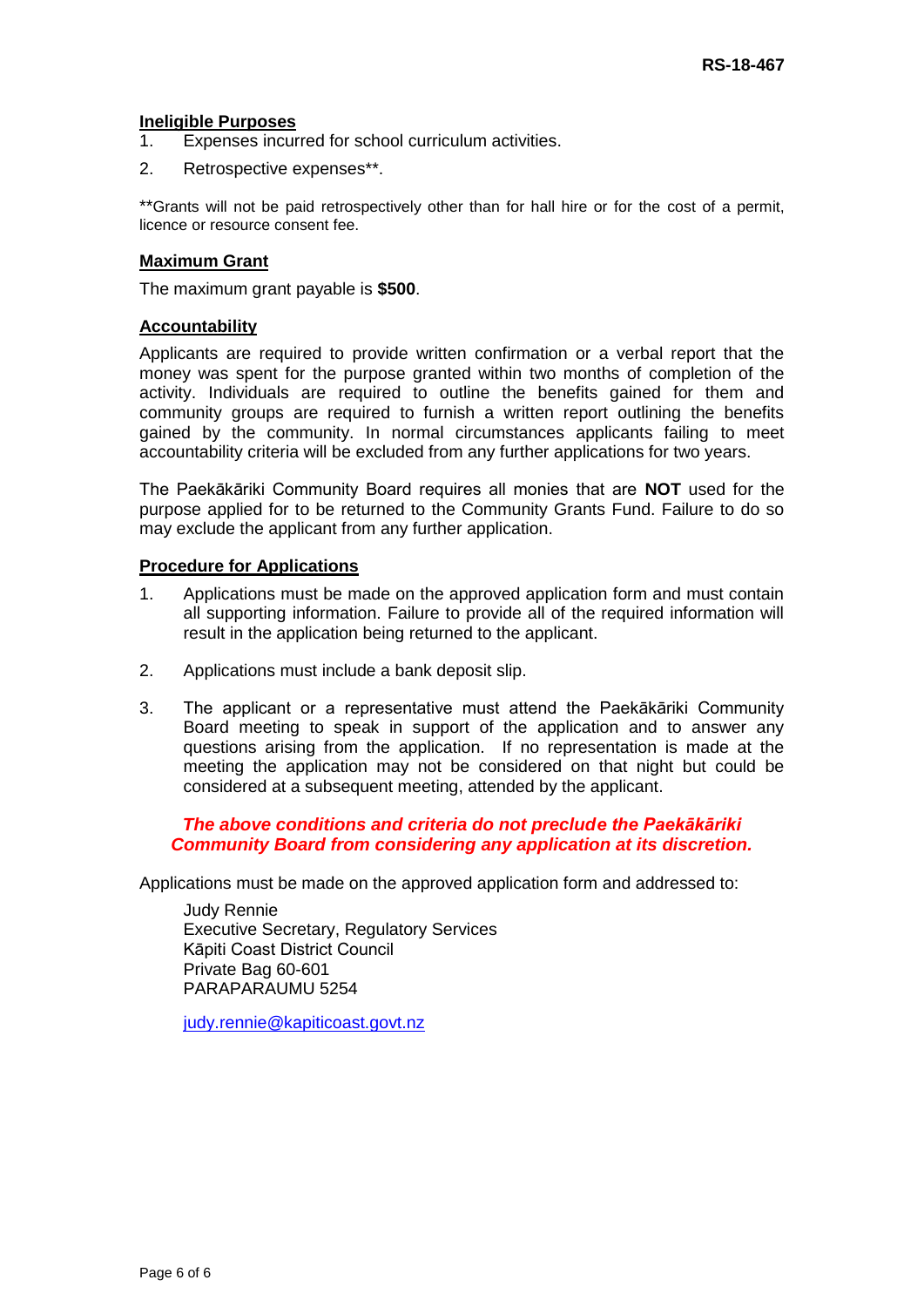## Ineligible Purposes

1. Expenses incurred for school curriculum activities.
2. Retrospective expenses**.

**Grants will not be paid retrospectively other than for hall hire or for the cost of a permit, licence or resource consent fee.

## Maximum Grant

The maximum grant payable is **$500**.

## Accountability

Applicants are required to provide written confirmation or a verbal report that the money was spent for the purpose granted within two months of completion of the activity. Individuals are required to outline the benefits gained for them and community groups are required to furnish a written report outlining the benefits gained by the community. In normal circumstances applicants failing to meet accountability criteria will be excluded from any further applications for two years.

The Paekākāriki Community Board requires all monies that are **NOT** used for the purpose applied for to be returned to the Community Grants Fund. Failure to do so may exclude the applicant from any further application.

## Procedure for Applications

1. Applications must be made on the approved application form and must contain all supporting information. Failure to provide all of the required information will result in the application being returned to the applicant.
2. Applications must include a bank deposit slip.
3. The applicant or a representative must attend the Paekākāriki Community Board meeting to speak in support of the application and to answer any questions arising from the application. If no representation is made at the meeting the application may not be considered on that night but could be considered at a subsequent meeting, attended by the applicant.

***The above conditions and criteria do not preclude the Paekākāriki Community Board from considering any application at its discretion.***

Applications must be made on the approved application form and addressed to:

Judy Rennie
Executive Secretary, Regulatory Services
Kāpiti Coast District Council
Private Bag 60-601
PARAPARAUMU 5254

judy.rennie@kapiticoast.govt.nz